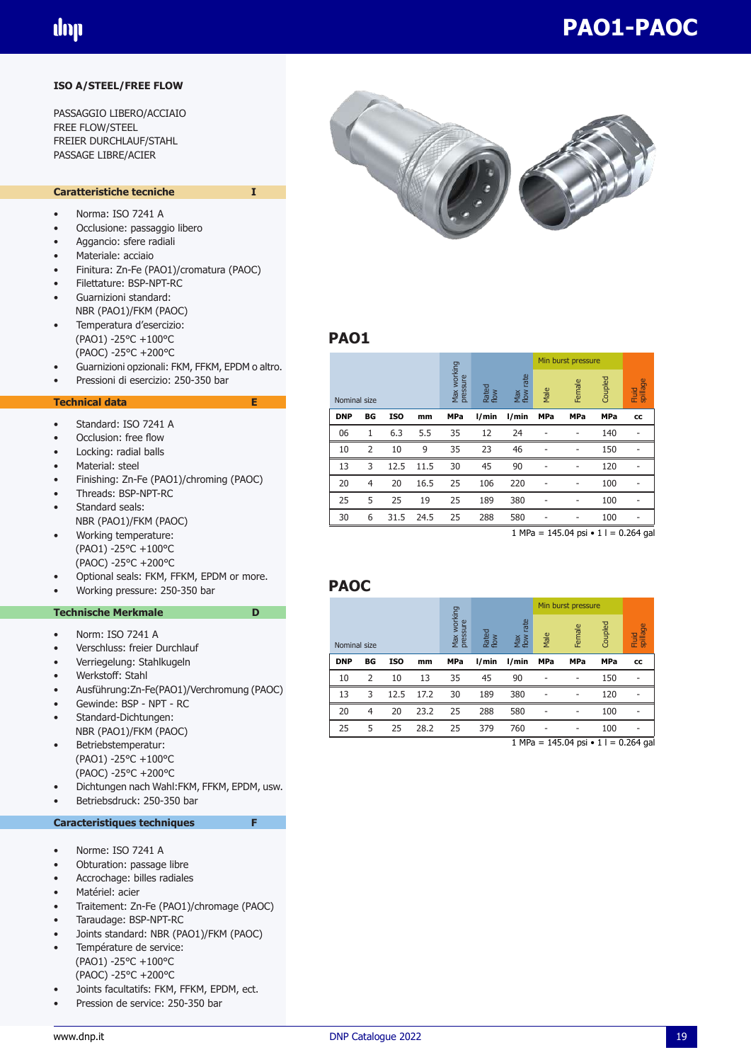# PAO1-PAOC

**ISO A/STEEL/FREE FLOW**

PASSAGGIO LIBERO/ACCIAIO
FREE FLOW/STEEL
FREIER DURCHLAUF/STAHL
PASSAGE LIBRE/ACIER

## Caratteristiche tecniche — I

- Norma: ISO 7241 A
- Occlusione: passaggio libero
- Aggancio: sfere radiali
- Materiale: acciaio
- Finitura: Zn-Fe (PAO1)/cromatura (PAOC)
- Filettature: BSP-NPT-RC
- Guarnizioni standard: NBR (PAO1)/FKM (PAOC)
- Temperatura d'esercizio: (PAO1) -25°C +100°C (PAOC) -25°C +200°C
- Guarnizioni opzionali: FKM, FFKM, EPDM o altro.
- Pressioni di esercizio: 250-350 bar

## Technical data — E

- Standard: ISO 7241 A
- Occlusion: free flow
- Locking: radial balls
- Material: steel
- Finishing: Zn-Fe (PAO1)/chroming (PAOC)
- Threads: BSP-NPT-RC
- Standard seals: NBR (PAO1)/FKM (PAOC)
- Working temperature: (PAO1) -25°C +100°C (PAOC) -25°C +200°C
- Optional seals: FKM, FFKM, EPDM or more.
- Working pressure: 250-350 bar

## Technische Merkmale — D

- Norm: ISO 7241 A
- Verschluss: freier Durchlauf
- Verriegelung: Stahlkugeln
- Werkstoff: Stahl
- Ausführung:Zn-Fe(PAO1)/Verchromung (PAOC)
- Gewinde: BSP - NPT - RC
- Standard-Dichtungen: NBR (PAO1)/FKM (PAOC)
- Betriebstemperatur: (PAO1) -25°C +100°C (PAOC) -25°C +200°C
- Dichtungen nach Wahl:FKM, FFKM, EPDM, usw.
- Betriebsdruck: 250-350 bar

## Caracteristiques techniques — F

- Norme: ISO 7241 A
- Obturation: passage libre
- Accrochage: billes radiales
- Matériel: acier
- Traitement: Zn-Fe (PAO1)/chromage (PAOC)
- Taraudage: BSP-NPT-RC
- Joints standard: NBR (PAO1)/FKM (PAOC)
- Température de service: (PAO1) -25°C +100°C (PAOC) -25°C +200°C
- Joints facultatifs: FKM, FFKM, EPDM, ect.
- Pression de service: 250-350 bar

## PAO1

| Nominal size | | | | Max working pressure | Rated flow | Max flow rate | Min burst pressure | | | Fluid spillage |
|---|---|---|---|---|---|---|---|---|---|---|
| | | | | | | | Male | Female | Coupled | |
| DNP | BG | ISO | mm | MPa | l/min | l/min | MPa | MPa | MPa | cc |
| 06 | 1 | 6.3 | 5.5 | 35 | 12 | 24 | - | - | 140 | - |
| 10 | 2 | 10 | 9 | 35 | 23 | 46 | - | - | 150 | - |
| 13 | 3 | 12.5 | 11.5 | 30 | 45 | 90 | - | - | 120 | - |
| 20 | 4 | 20 | 16.5 | 25 | 106 | 220 | - | - | 100 | - |
| 25 | 5 | 25 | 19 | 25 | 189 | 380 | - | - | 100 | - |
| 30 | 6 | 31.5 | 24.5 | 25 | 288 | 580 | - | - | 100 | - |

1 MPa = 145.04 psi • 1 l = 0.264 gal

## PAOC

| Nominal size | | | | Max working pressure | Rated flow | Max flow rate | Min burst pressure | | | Fluid spillage |
|---|---|---|---|---|---|---|---|---|---|---|
| | | | | | | | Male | Female | Coupled | |
| DNP | BG | ISO | mm | MPa | l/min | l/min | MPa | MPa | MPa | cc |
| 10 | 2 | 10 | 13 | 35 | 45 | 90 | - | - | 150 | - |
| 13 | 3 | 12.5 | 17.2 | 30 | 189 | 380 | - | - | 120 | - |
| 20 | 4 | 20 | 23.2 | 25 | 288 | 580 | - | - | 100 | - |
| 25 | 5 | 25 | 28.2 | 25 | 379 | 760 | - | - | 100 | - |

1 MPa = 145.04 psi • 1 l = 0.264 gal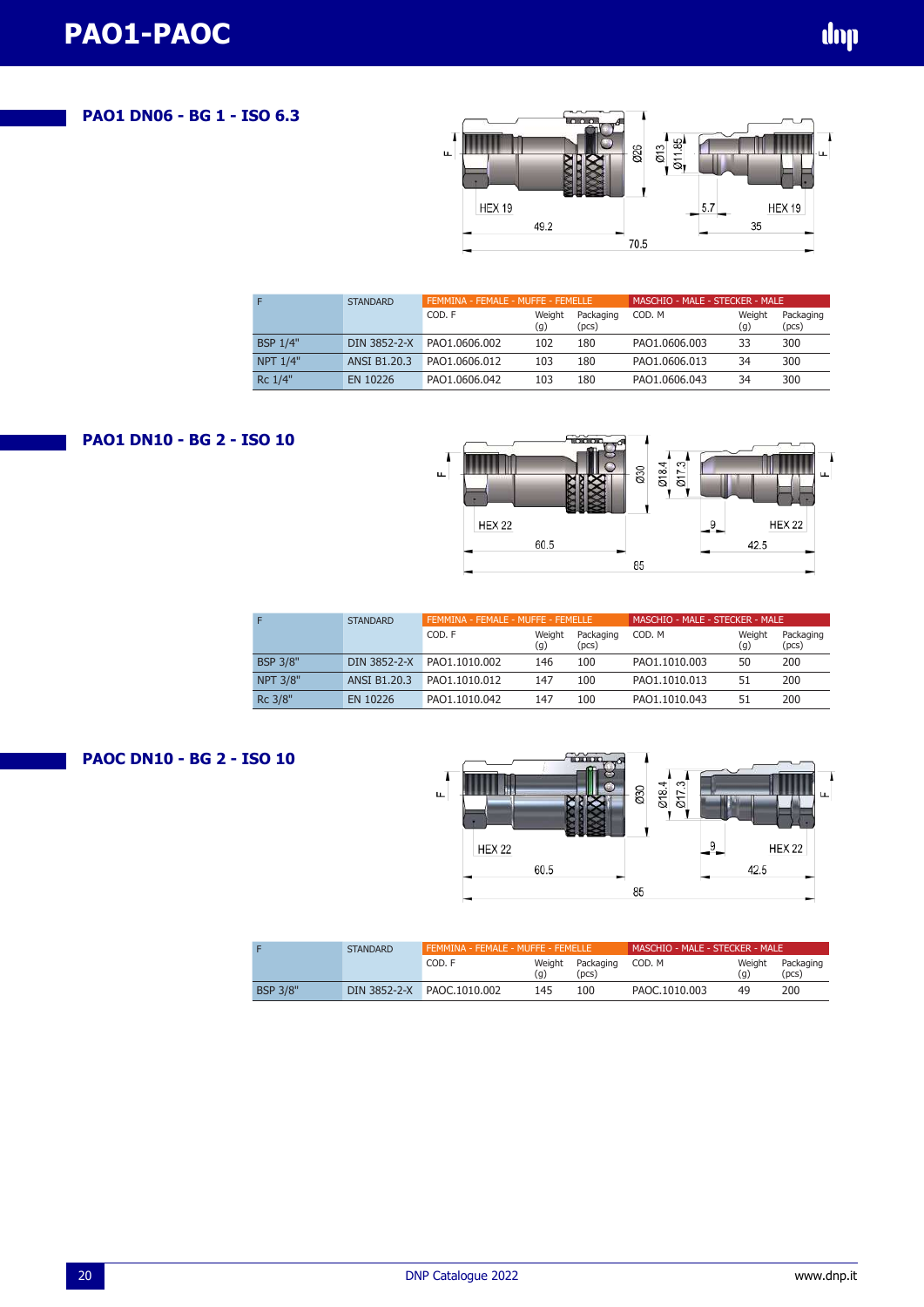# PAO1-PAOC

## PAO1 DN06 - BG 1 - ISO 6.3

| F | STANDARD | FEMMINA - FEMALE - MUFFE - FEMELLE | | | MASCHIO - MALE - STECKER - MALE | | |
|---|---|---|---|---|---|---|---|
| | | COD. F | Weight (g) | Packaging (pcs) | COD. M | Weight (g) | Packaging (pcs) |
| BSP 1/4" | DIN 3852-2-X | PAO1.0606.002 | 102 | 180 | PAO1.0606.003 | 33 | 300 |
| NPT 1/4" | ANSI B1.20.3 | PAO1.0606.012 | 103 | 180 | PAO1.0606.013 | 34 | 300 |
| Rc 1/4" | EN 10226 | PAO1.0606.042 | 103 | 180 | PAO1.0606.043 | 34 | 300 |

## PAO1 DN10 - BG 2 - ISO 10

| F | STANDARD | FEMMINA - FEMALE - MUFFE - FEMELLE | | | MASCHIO - MALE - STECKER - MALE | | |
|---|---|---|---|---|---|---|---|
| | | COD. F | Weight (g) | Packaging (pcs) | COD. M | Weight (g) | Packaging (pcs) |
| BSP 3/8" | DIN 3852-2-X | PAO1.1010.002 | 146 | 100 | PAO1.1010.003 | 50 | 200 |
| NPT 3/8" | ANSI B1.20.3 | PAO1.1010.012 | 147 | 100 | PAO1.1010.013 | 51 | 200 |
| Rc 3/8" | EN 10226 | PAO1.1010.042 | 147 | 100 | PAO1.1010.043 | 51 | 200 |

## PAOC DN10 - BG 2 - ISO 10

| F | STANDARD | FEMMINA - FEMALE - MUFFE - FEMELLE | | | MASCHIO - MALE - STECKER - MALE | | |
|---|---|---|---|---|---|---|---|
| | | COD. F | Weight (g) | Packaging (pcs) | COD. M | Weight (g) | Packaging (pcs) |
| BSP 3/8" | DIN 3852-2-X | PAOC.1010.002 | 145 | 100 | PAOC.1010.003 | 49 | 200 |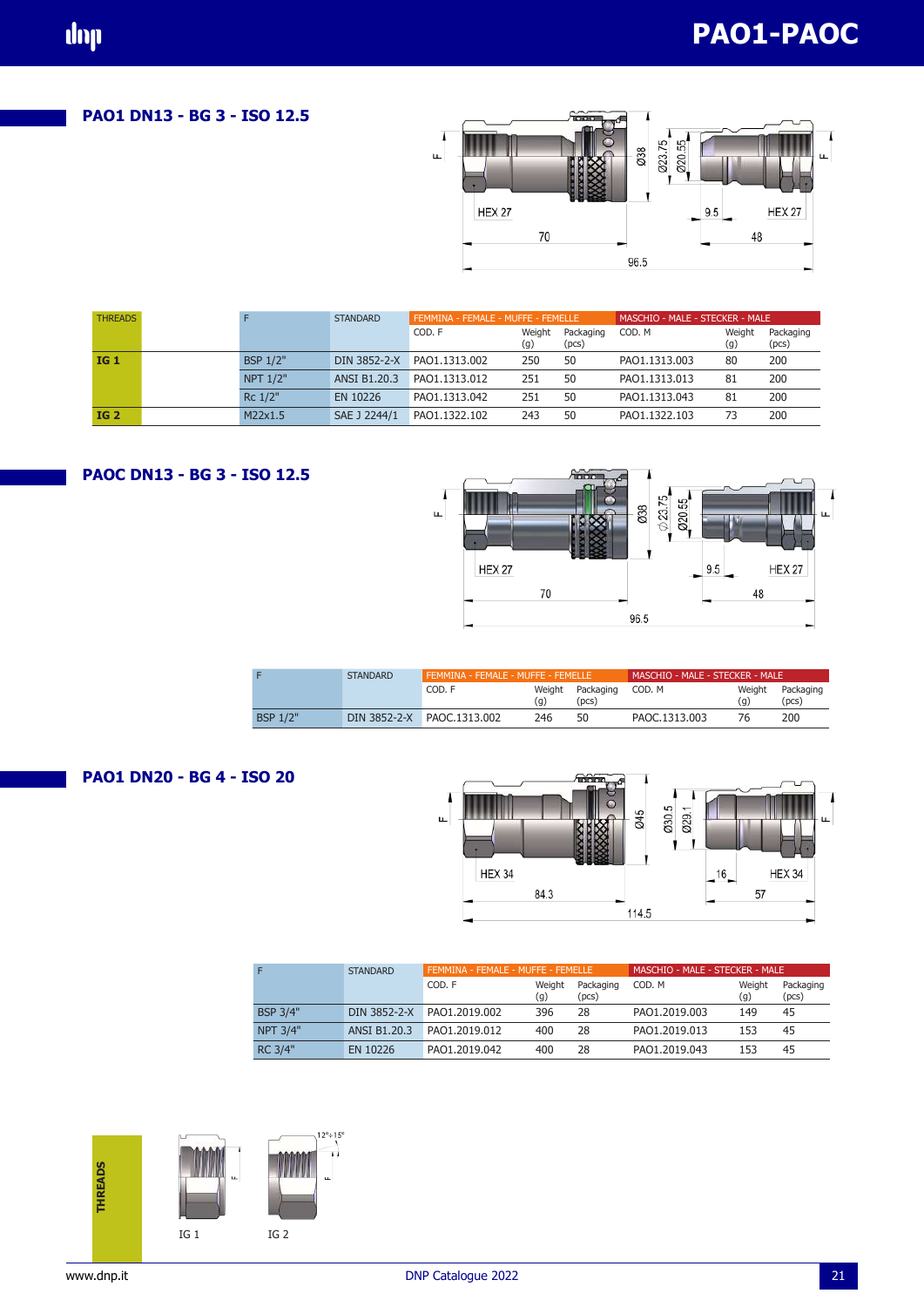## PAO1 DN13 - BG 3 - ISO 12.5

| THREADS | F | STANDARD | FEMMINA - FEMALE - MUFFE - FEMELLE COD. F | Weight (g) | Packaging (pcs) | MASCHIO - MALE - STECKER - MALE COD. M | Weight (g) | Packaging (pcs) |
|---|---|---|---|---|---|---|---|---|
| **IG 1** | BSP 1/2" | DIN 3852-2-X | PAO1.1313.002 | 250 | 50 | PAO1.1313.003 | 80 | 200 |
| | NPT 1/2" | ANSI B1.20.3 | PAO1.1313.012 | 251 | 50 | PAO1.1313.013 | 81 | 200 |
| | Rc 1/2" | EN 10226 | PAO1.1313.042 | 251 | 50 | PAO1.1313.043 | 81 | 200 |
| **IG 2** | M22x1.5 | SAE J 2244/1 | PAO1.1322.102 | 243 | 50 | PAO1.1322.103 | 73 | 200 |

## PAOC DN13 - BG 3 - ISO 12.5

| F | STANDARD | FEMMINA - FEMALE - MUFFE - FEMELLE COD. F | Weight (g) | Packaging (pcs) | MASCHIO - MALE - STECKER - MALE COD. M | Weight (g) | Packaging (pcs) |
|---|---|---|---|---|---|---|---|
| BSP 1/2" | DIN 3852-2-X | PAOC.1313.002 | 246 | 50 | PAOC.1313.003 | 76 | 200 |

## PAO1 DN20 - BG 4 - ISO 20

| F | STANDARD | FEMMINA - FEMALE - MUFFE - FEMELLE COD. F | Weight (g) | Packaging (pcs) | MASCHIO - MALE - STECKER - MALE COD. M | Weight (g) | Packaging (pcs) |
|---|---|---|---|---|---|---|---|
| BSP 3/4" | DIN 3852-2-X | PAO1.2019.002 | 396 | 28 | PAO1.2019.003 | 149 | 45 |
| NPT 3/4" | ANSI B1.20.3 | PAO1.2019.012 | 400 | 28 | PAO1.2019.013 | 153 | 45 |
| RC 3/4" | EN 10226 | PAO1.2019.042 | 400 | 28 | PAO1.2019.043 | 153 | 45 |

**THREADS**

IG 1 IG 2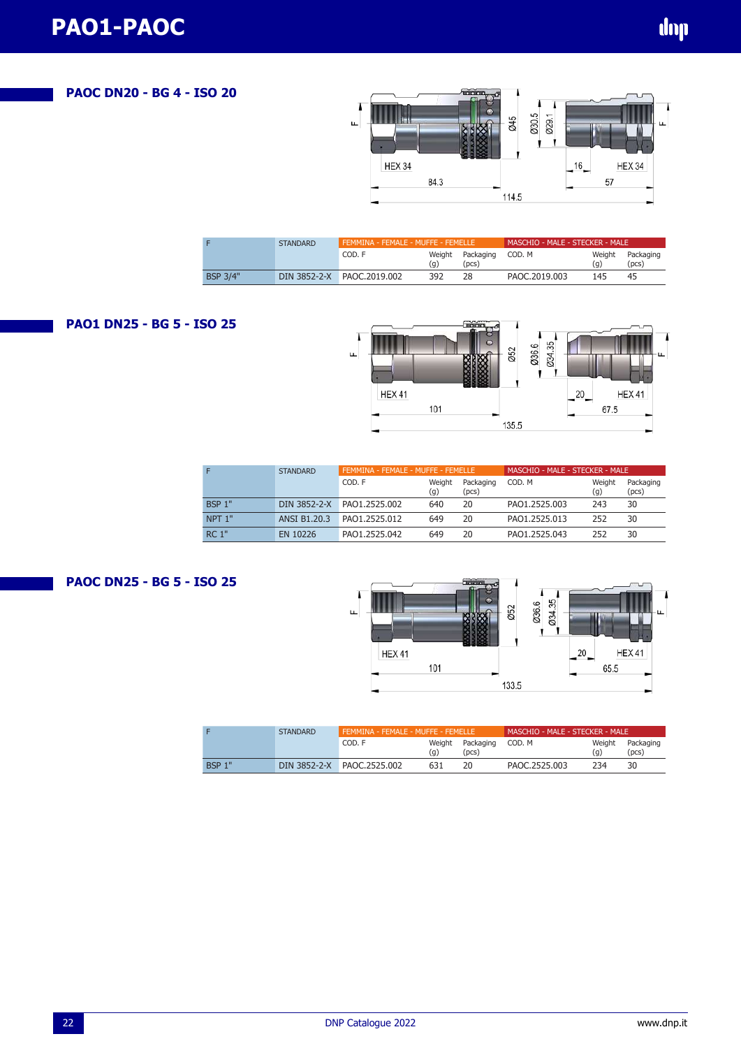# PAO1-PAOC

## PAOC DN20 - BG 4 - ISO 20

| F | STANDARD | FEMMINA - FEMALE - MUFFE - FEMELLE | | | MASCHIO - MALE - STECKER - MALE | | |
|---|---|---|---|---|---|---|---|
| | | COD. F | Weight (g) | Packaging (pcs) | COD. M | Weight (g) | Packaging (pcs) |
| BSP 3/4" | DIN 3852-2-X | PAOC.2019.002 | 392 | 28 | PAOC.2019.003 | 145 | 45 |

## PAO1 DN25 - BG 5 - ISO 25

| F | STANDARD | FEMMINA - FEMALE - MUFFE - FEMELLE | | | MASCHIO - MALE - STECKER - MALE | | |
|---|---|---|---|---|---|---|---|
| | | COD. F | Weight (g) | Packaging (pcs) | COD. M | Weight (g) | Packaging (pcs) |
| BSP 1" | DIN 3852-2-X | PAO1.2525.002 | 640 | 20 | PAO1.2525.003 | 243 | 30 |
| NPT 1" | ANSI B1.20.3 | PAO1.2525.012 | 649 | 20 | PAO1.2525.013 | 252 | 30 |
| RC 1" | EN 10226 | PAO1.2525.042 | 649 | 20 | PAO1.2525.043 | 252 | 30 |

## PAOC DN25 - BG 5 - ISO 25

| F | STANDARD | FEMMINA - FEMALE - MUFFE - FEMELLE | | | MASCHIO - MALE - STECKER - MALE | | |
|---|---|---|---|---|---|---|---|
| | | COD. F | Weight (g) | Packaging (pcs) | COD. M | Weight (g) | Packaging (pcs) |
| BSP 1" | DIN 3852-2-X | PAOC.2525.002 | 631 | 20 | PAOC.2525.003 | 234 | 30 |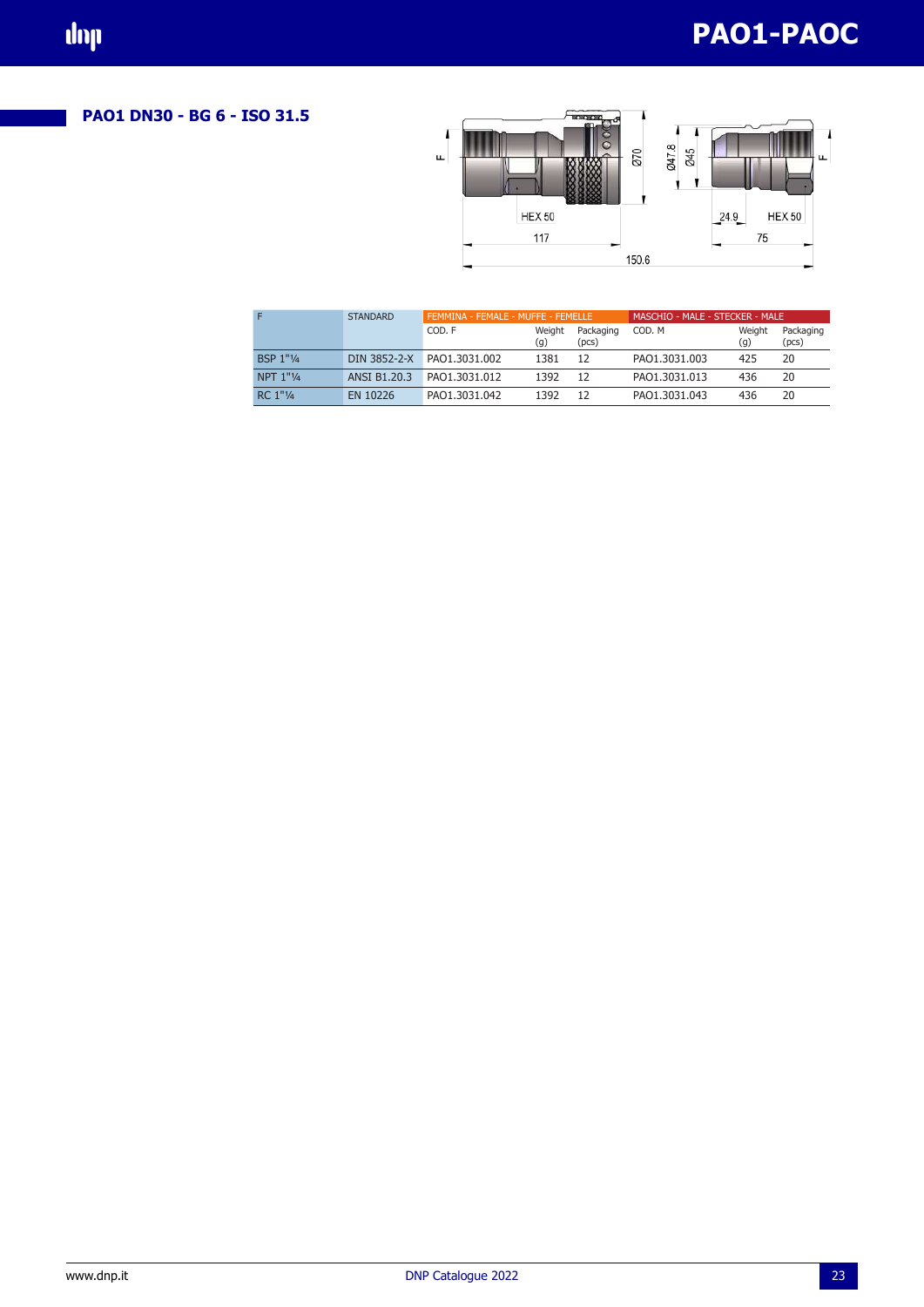## PAO1 DN30 - BG 6 - ISO 31.5

| F | STANDARD | FEMMINA - FEMALE - MUFFE - FEMELLE | | | MASCHIO - MALE - STECKER - MALE | | |
|---|---|---|---|---|---|---|---|
| | | COD. F | Weight (g) | Packaging (pcs) | COD. M | Weight (g) | Packaging (pcs) |
| BSP 1"¼ | DIN 3852-2-X | PAO1.3031.002 | 1381 | 12 | PAO1.3031.003 | 425 | 20 |
| NPT 1"¼ | ANSI B1.20.3 | PAO1.3031.012 | 1392 | 12 | PAO1.3031.013 | 436 | 20 |
| RC 1"¼ | EN 10226 | PAO1.3031.042 | 1392 | 12 | PAO1.3031.043 | 436 | 20 |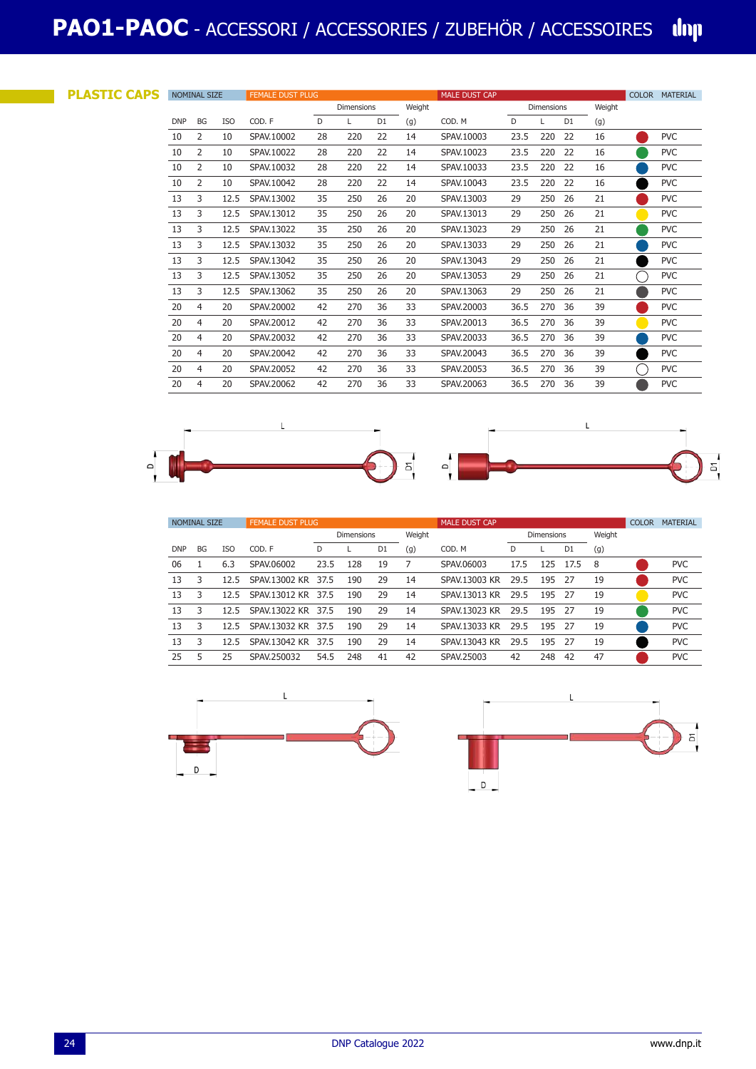# PAO1-PAOC - ACCESSORI / ACCESSORIES / ZUBEHÖR / ACCESSOIRES

## PLASTIC CAPS

| NOMINAL SIZE | | | FEMALE DUST PLUG | | | | | MALE DUST CAP | | | | | COLOR | MATERIAL |
|---|---|---|---|---|---|---|---|---|---|---|---|---|---|---|
| | | | | Dimensions | | | Weight | | Dimensions | | | Weight | | |
| DNP | BG | ISO | COD. F | D | L | D1 | (g) | COD. M | D | L | D1 | (g) | | |
| 10 | 2 | 10 | SPAV.10002 | 28 | 220 | 22 | 14 | SPAV.10003 | 23.5 | 220 | 22 | 16 | red | PVC |
| 10 | 2 | 10 | SPAV.10022 | 28 | 220 | 22 | 14 | SPAV.10023 | 23.5 | 220 | 22 | 16 | green | PVC |
| 10 | 2 | 10 | SPAV.10032 | 28 | 220 | 22 | 14 | SPAV.10033 | 23.5 | 220 | 22 | 16 | blue | PVC |
| 10 | 2 | 10 | SPAV.10042 | 28 | 220 | 22 | 14 | SPAV.10043 | 23.5 | 220 | 22 | 16 | black | PVC |
| 13 | 3 | 12.5 | SPAV.13002 | 35 | 250 | 26 | 20 | SPAV.13003 | 29 | 250 | 26 | 21 | red | PVC |
| 13 | 3 | 12.5 | SPAV.13012 | 35 | 250 | 26 | 20 | SPAV.13013 | 29 | 250 | 26 | 21 | yellow | PVC |
| 13 | 3 | 12.5 | SPAV.13022 | 35 | 250 | 26 | 20 | SPAV.13023 | 29 | 250 | 26 | 21 | green | PVC |
| 13 | 3 | 12.5 | SPAV.13032 | 35 | 250 | 26 | 20 | SPAV.13033 | 29 | 250 | 26 | 21 | blue | PVC |
| 13 | 3 | 12.5 | SPAV.13042 | 35 | 250 | 26 | 20 | SPAV.13043 | 29 | 250 | 26 | 21 | black | PVC |
| 13 | 3 | 12.5 | SPAV.13052 | 35 | 250 | 26 | 20 | SPAV.13053 | 29 | 250 | 26 | 21 | white | PVC |
| 13 | 3 | 12.5 | SPAV.13062 | 35 | 250 | 26 | 20 | SPAV.13063 | 29 | 250 | 26 | 21 | grey | PVC |
| 20 | 4 | 20 | SPAV.20002 | 42 | 270 | 36 | 33 | SPAV.20003 | 36.5 | 270 | 36 | 39 | red | PVC |
| 20 | 4 | 20 | SPAV.20012 | 42 | 270 | 36 | 33 | SPAV.20013 | 36.5 | 270 | 36 | 39 | yellow | PVC |
| 20 | 4 | 20 | SPAV.20032 | 42 | 270 | 36 | 33 | SPAV.20033 | 36.5 | 270 | 36 | 39 | blue | PVC |
| 20 | 4 | 20 | SPAV.20042 | 42 | 270 | 36 | 33 | SPAV.20043 | 36.5 | 270 | 36 | 39 | black | PVC |
| 20 | 4 | 20 | SPAV.20052 | 42 | 270 | 36 | 33 | SPAV.20053 | 36.5 | 270 | 36 | 39 | white | PVC |
| 20 | 4 | 20 | SPAV.20062 | 42 | 270 | 36 | 33 | SPAV.20063 | 36.5 | 270 | 36 | 39 | grey | PVC |

| NOMINAL SIZE | | | FEMALE DUST PLUG | | | | | MALE DUST CAP | | | | | COLOR | MATERIAL |
|---|---|---|---|---|---|---|---|---|---|---|---|---|---|---|
| | | | | Dimensions | | | Weight | | Dimensions | | | Weight | | |
| DNP | BG | ISO | COD. F | D | L | D1 | (g) | COD. M | D | L | D1 | (g) | | |
| 06 | 1 | 6.3 | SPAV.06002 | 23.5 | 128 | 19 | 7 | SPAV.06003 | 17.5 | 125 | 17.5 | 8 | red | PVC |
| 13 | 3 | 12.5 | SPAV.13002 KR | 37.5 | 190 | 29 | 14 | SPAV.13003 KR | 29.5 | 195 | 27 | 19 | red | PVC |
| 13 | 3 | 12.5 | SPAV.13012 KR | 37.5 | 190 | 29 | 14 | SPAV.13013 KR | 29.5 | 195 | 27 | 19 | yellow | PVC |
| 13 | 3 | 12.5 | SPAV.13022 KR | 37.5 | 190 | 29 | 14 | SPAV.13023 KR | 29.5 | 195 | 27 | 19 | green | PVC |
| 13 | 3 | 12.5 | SPAV.13032 KR | 37.5 | 190 | 29 | 14 | SPAV.13033 KR | 29.5 | 195 | 27 | 19 | blue | PVC |
| 13 | 3 | 12.5 | SPAV.13042 KR | 37.5 | 190 | 29 | 14 | SPAV.13043 KR | 29.5 | 195 | 27 | 19 | black | PVC |
| 25 | 5 | 25 | SPAV.250032 | 54.5 | 248 | 41 | 42 | SPAV.25003 | 42 | 248 | 42 | 47 | red | PVC |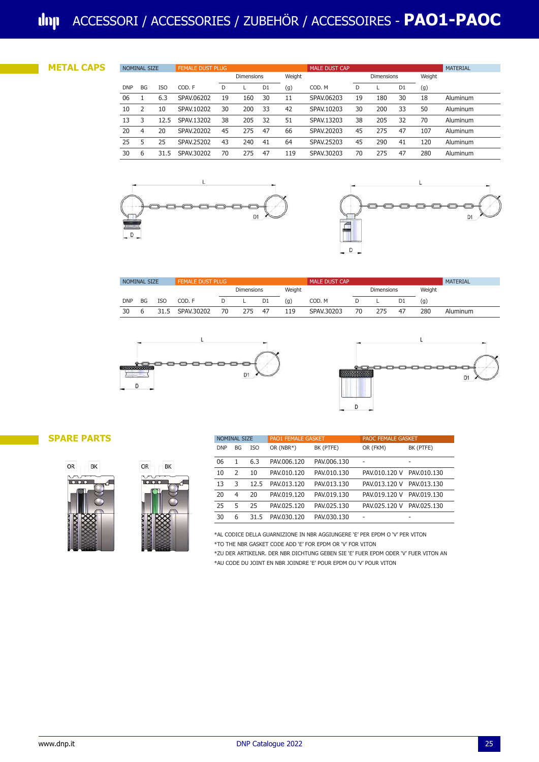# ACCESSORI / ACCESSORIES / ZUBEHÖR / ACCESSOIRES - PAO1-PAOC

## METAL CAPS

| NOMINAL SIZE | | | FEMALE DUST PLUG | | | | | MALE DUST CAP | | | | | MATERIAL |
|---|---|---|---|---|---|---|---|---|---|---|---|---|---|
| | | | | Dimensions | | | Weight | | Dimensions | | | Weight | |
| DNP | BG | ISO | COD. F | D | L | D1 | (g) | COD. M | D | L | D1 | (g) | |
| 06 | 1 | 6.3 | SPAV.06202 | 19 | 160 | 30 | 11 | SPAV.06203 | 19 | 180 | 30 | 18 | Aluminum |
| 10 | 2 | 10 | SPAV.10202 | 30 | 200 | 33 | 42 | SPAV.10203 | 30 | 200 | 33 | 50 | Aluminum |
| 13 | 3 | 12.5 | SPAV.13202 | 38 | 205 | 32 | 51 | SPAV.13203 | 38 | 205 | 32 | 70 | Aluminum |
| 20 | 4 | 20 | SPAV.20202 | 45 | 275 | 47 | 66 | SPAV.20203 | 45 | 275 | 47 | 107 | Aluminum |
| 25 | 5 | 25 | SPAV.25202 | 43 | 240 | 41 | 64 | SPAV.25203 | 45 | 290 | 41 | 120 | Aluminum |
| 30 | 6 | 31.5 | SPAV.30202 | 70 | 275 | 47 | 119 | SPAV.30203 | 70 | 275 | 47 | 280 | Aluminum |

L

D1

D

L

D1

D

| NOMINAL SIZE | | | FEMALE DUST PLUG | | | | | MALE DUST CAP | | | | | MATERIAL |
|---|---|---|---|---|---|---|---|---|---|---|---|---|---|
| | | | | Dimensions | | | Weight | | Dimensions | | | Weight | |
| DNP | BG | ISO | COD. F | D | L | D1 | (g) | COD. M | D | L | D1 | (g) | |
| 30 | 6 | 31.5 | SPAV.30202 | 70 | 275 | 47 | 119 | SPAV.30203 | 70 | 275 | 47 | 280 | Aluminum |

L

D1

D

L

D1

D

## SPARE PARTS

OR BK

OR BK

| NOMINAL SIZE | | | PAO1 FEMALE GASKET | | PAOC FEMALE GASKET | |
|---|---|---|---|---|---|---|
| DNP | BG | ISO | OR (NBR*) | BK (PTFE) | OR (FKM) | BK (PTFE) |
| 06 | 1 | 6.3 | PAV.006.120 | PAV.006.130 | - | - |
| 10 | 2 | 10 | PAV.010.120 | PAV.010.130 | PAV.010.120 V | PAV.010.130 |
| 13 | 3 | 12.5 | PAV.013.120 | PAV.013.130 | PAV.013.120 V | PAV.013.130 |
| 20 | 4 | 20 | PAV.019.120 | PAV.019.130 | PAV.019.120 V | PAV.019.130 |
| 25 | 5 | 25 | PAV.025.120 | PAV.025.130 | PAV.025.120 V | PAV.025.130 |
| 30 | 6 | 31.5 | PAV.030.120 | PAV.030.130 | - | - |

*AL CODICE DELLA GUARNIZIONE IN NBR AGGIUNGERE 'E' PER EPDM O 'V' PER VITON
*TO THE NBR GASKET CODE ADD 'E' FOR EPDM OR 'V' FOR VITON
*ZU DER ARTIKELNR. DER NBR DICHTUNG GEBEN SIE 'E' FUER EPDM ODER 'V' FUER VITON AN
*AU CODE DU JOINT EN NBR JOINDRE 'E' POUR EPDM OU 'V' POUR VITON